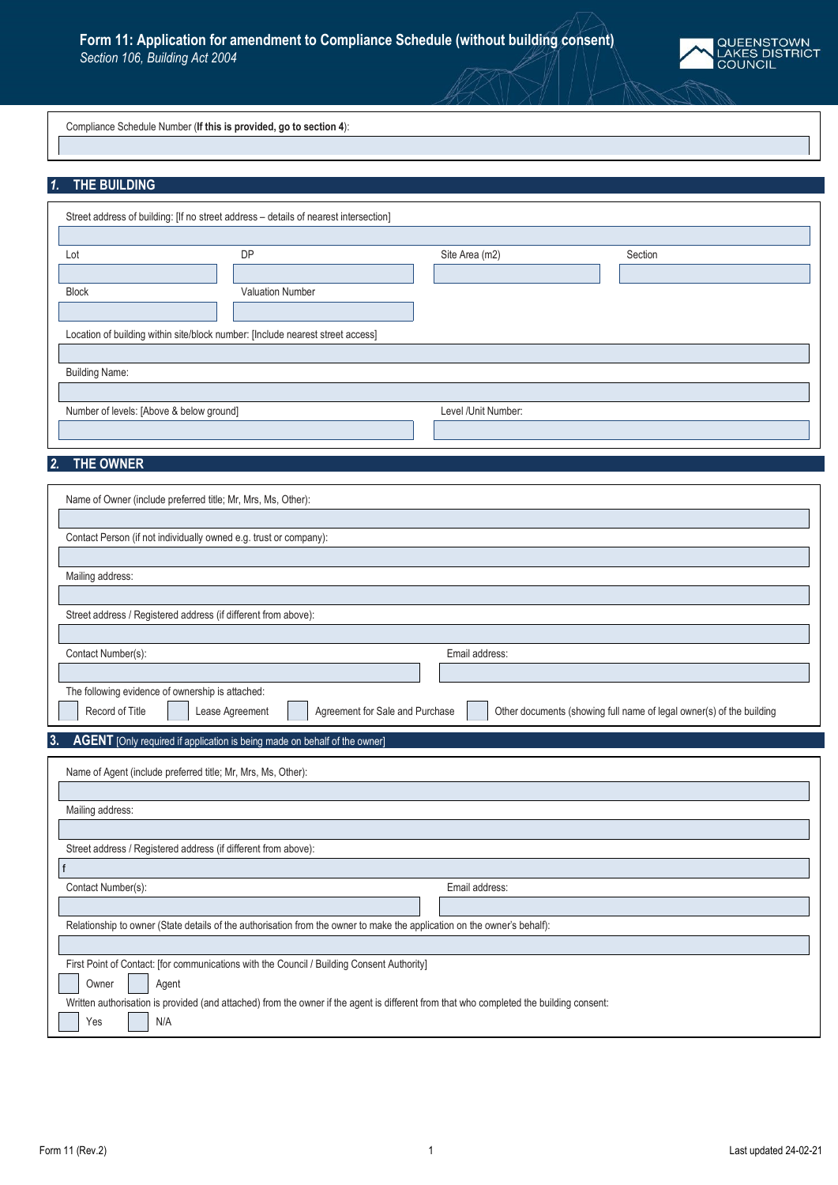# Form 11: Application for amendment to Compliance Schedule (without building consent)

*Section 106, Building Act 2004*

QUEENSTOWN LAKES DISTRICT COUNCIL

Compliance Schedule Number (**If this is provided, go to section 4**):

## 1. THE BUILDING

Street address of building: [If no street address – details of nearest intersection]

| Lot | DP | Site Area (m2) | Section |
|---|---|---|---|
| | | | |

| Block | Valuation Number |
|---|---|
| | |

Location of building within site/block number: [Include nearest street access]

Building Name:

| Number of levels: [Above & below ground] | Level /Unit Number: |
|---|---|
| | |

## 2. THE OWNER

Name of Owner (include preferred title; Mr, Mrs, Ms, Other):

Contact Person (if not individually owned e.g. trust or company):

Mailing address:

Street address / Registered address (if different from above):

| Contact Number(s): | Email address: |
|---|---|
| | |

The following evidence of ownership is attached:

- [ ] Record of Title
- [ ] Lease Agreement
- [ ] Agreement for Sale and Purchase
- [ ] Other documents (showing full name of legal owner(s) of the building

## 3. AGENT [Only required if application is being made on behalf of the owner]

Name of Agent (include preferred title; Mr, Mrs, Ms, Other):

Mailing address:

Street address / Registered address (if different from above):

f

| Contact Number(s): | Email address: |
|---|---|
| | |

Relationship to owner (State details of the authorisation from the owner to make the application on the owner's behalf):

First Point of Contact: [for communications with the Council / Building Consent Authority]

- [ ] Owner
- [ ] Agent

Written authorisation is provided (and attached) from the owner if the agent is different from that who completed the building consent:

- [ ] Yes
- [ ] N/A

Form 11 (Rev.2) Last updated 24-02-21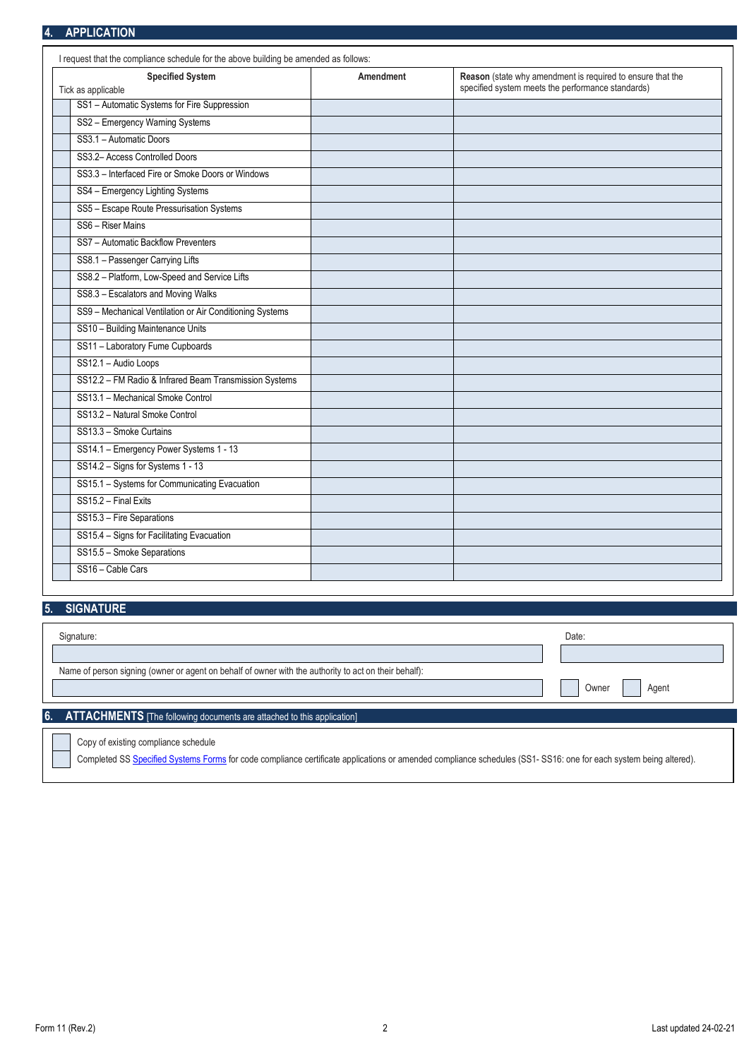## 4. APPLICATION

I request that the compliance schedule for the above building be amended as follows:

| Tick as applicable | Specified System | Amendment | Reason (state why amendment is required to ensure that the specified system meets the performance standards) |
|---|---|---|---|
| | SS1 – Automatic Systems for Fire Suppression | | |
| | SS2 – Emergency Warning Systems | | |
| | SS3.1 – Automatic Doors | | |
| | SS3.2– Access Controlled Doors | | |
| | SS3.3 – Interfaced Fire or Smoke Doors or Windows | | |
| | SS4 – Emergency Lighting Systems | | |
| | SS5 – Escape Route Pressurisation Systems | | |
| | SS6 – Riser Mains | | |
| | SS7 – Automatic Backflow Preventers | | |
| | SS8.1 – Passenger Carrying Lifts | | |
| | SS8.2 – Platform, Low-Speed and Service Lifts | | |
| | SS8.3 – Escalators and Moving Walks | | |
| | SS9 – Mechanical Ventilation or Air Conditioning Systems | | |
| | SS10 – Building Maintenance Units | | |
| | SS11 – Laboratory Fume Cupboards | | |
| | SS12.1 – Audio Loops | | |
| | SS12.2 – FM Radio & Infrared Beam Transmission Systems | | |
| | SS13.1 – Mechanical Smoke Control | | |
| | SS13.2 – Natural Smoke Control | | |
| | SS13.3 – Smoke Curtains | | |
| | SS14.1 – Emergency Power Systems 1 - 13 | | |
| | SS14.2 – Signs for Systems 1 - 13 | | |
| | SS15.1 – Systems for Communicating Evacuation | | |
| | SS15.2 – Final Exits | | |
| | SS15.3 – Fire Separations | | |
| | SS15.4 – Signs for Facilitating Evacuation | | |
| | SS15.5 – Smoke Separations | | |
| | SS16 – Cable Cars | | |

## 5. SIGNATURE

Signature:

Date:

Name of person signing (owner or agent on behalf of owner with the authority to act on their behalf):

☐ Owner ☐ Agent

## 6. ATTACHMENTS [The following documents are attached to this application]

☐ Copy of existing compliance schedule

☐ Completed SS Specified Systems Forms for code compliance certificate applications or amended compliance schedules (SS1- SS16: one for each system being altered).

Form 11 (Rev.2) Last updated 24-02-21